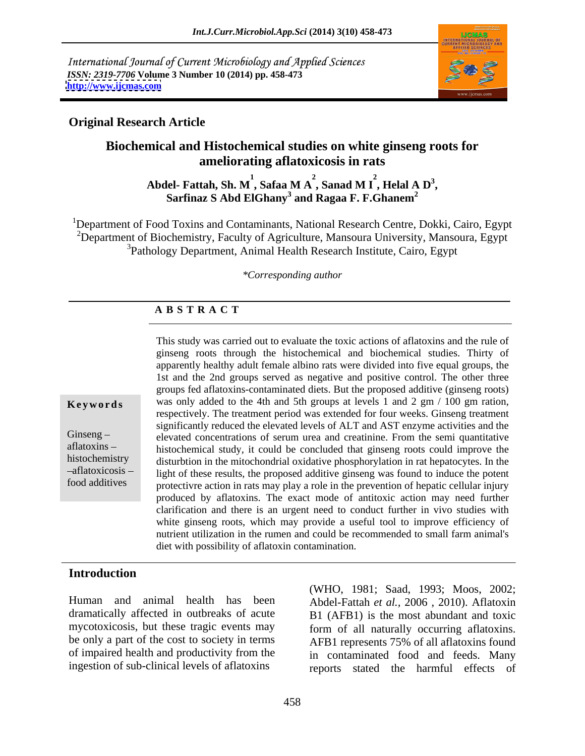International Journal of Current Microbiology and Applied Sciences
*ISSN: 2319-7706* **Volume 3 Number 10 (2014) pp. 458-473**
**http://www.ijcmas.com**

**Original Research Article**

# Biochemical and Histochemical studies on white ginseng roots for ameliorating aflatoxicosis in rats

**Abdel- Fattah, Sh. M[1], Safaa M A[2], Sanad M I[2], Helal A D[3], Sarfinaz S Abd ElGhany[3] and Ragaa F. F.Ghanem[2]**

[1]Department of Food Toxins and Contaminants, National Research Centre, Dokki, Cairo, Egypt
[2]Department of Biochemistry, Faculty of Agriculture, Mansoura University, Mansoura, Egypt
[3]Pathology Department, Animal Health Research Institute, Cairo, Egypt

*\*Corresponding author*

## A B S T R A C T

**Keywords**

Ginseng – aflatoxins – histochemistry –aflatoxicosis – food additives

This study was carried out to evaluate the toxic actions of aflatoxins and the rule of ginseng roots through the histochemical and biochemical studies. Thirty of apparently healthy adult female albino rats were divided into five equal groups, the 1st and the 2nd groups served as negative and positive control. The other three groups fed aflatoxins-contaminated diets. But the proposed additive (ginseng roots) was only added to the 4th and 5th groups at levels 1 and 2 gm / 100 gm ration, respectively. The treatment period was extended for four weeks. Ginseng treatment significantly reduced the elevated levels of ALT and AST enzyme activities and the elevated concentrations of serum urea and creatinine. From the semi quantitative histochemical study, it could be concluded that ginseng roots could improve the disturbtion in the mitochondrial oxidative phosphorylation in rat hepatocytes. In the light of these results, the proposed additive ginseng was found to induce the potent protectivre action in rats may play a role in the prevention of hepatic cellular injury produced by aflatoxins. The exact mode of antitoxic action may need further clarification and there is an urgent need to conduct further in vivo studies with white ginseng roots, which may provide a useful tool to improve efficiency of nutrient utilization in the rumen and could be recommended to small farm animal's diet with possibility of aflatoxin contamination.

## Introduction

Human and animal health has been dramatically affected in outbreaks of acute mycotoxicosis, but these tragic events may be only a part of the cost to society in terms of impaired health and productivity from the ingestion of sub-clinical levels of aflatoxins (WHO, 1981; Saad, 1993; Moos, 2002; Abdel-Fattah *et al.*, 2006 , 2010). Aflatoxin B1 (AFB1) is the most abundant and toxic form of all naturally occurring aflatoxins. AFB1 represents 75% of all aflatoxins found in contaminated food and feeds. Many reports stated the harmful effects of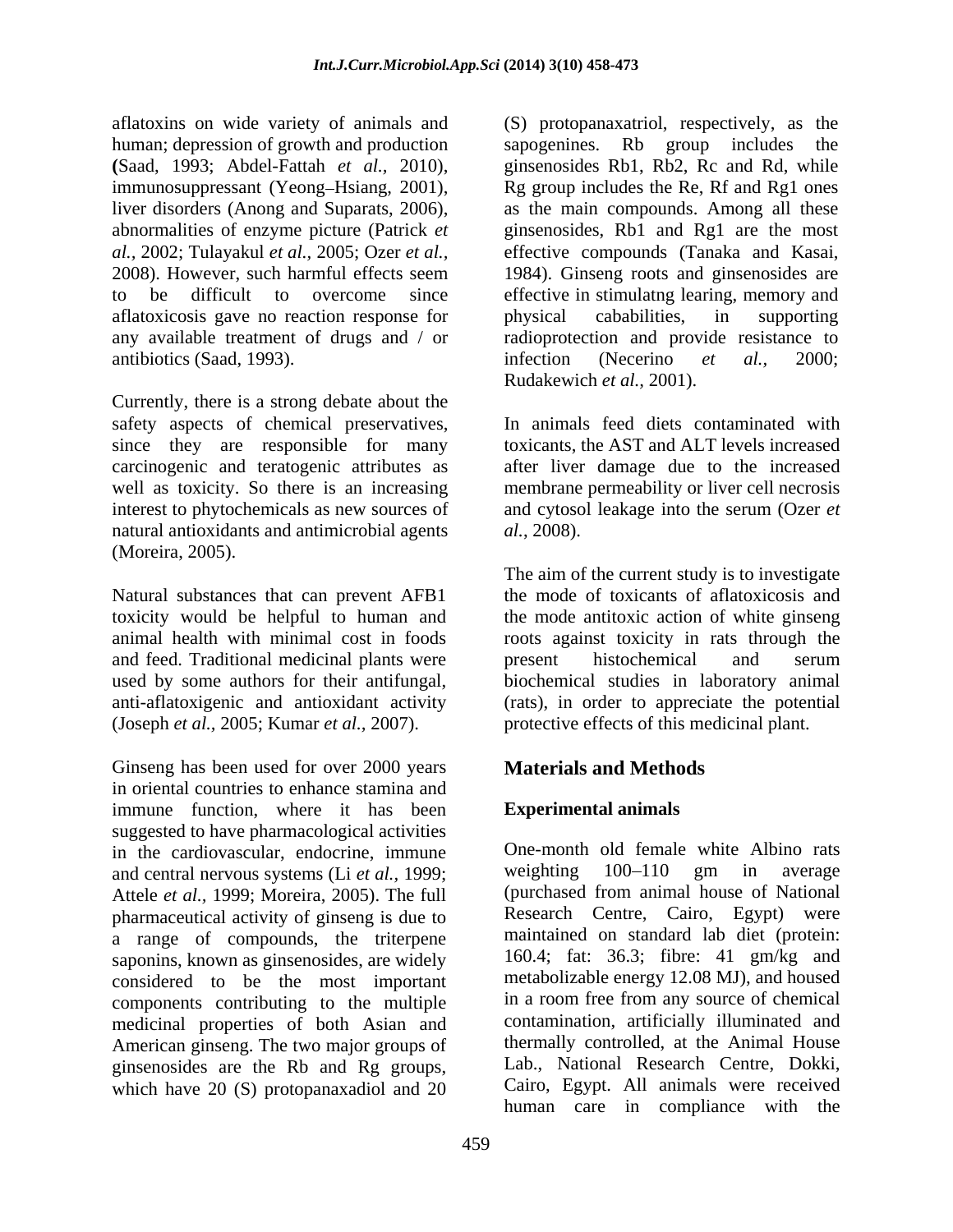aflatoxins on wide variety of animals and human; depression of growth and production (Saad, 1993; Abdel-Fattah *et al.,* 2010), immunosuppressant (Yeong–Hsiang, 2001), liver disorders (Anong and Suparats, 2006), abnormalities of enzyme picture (Patrick *et al.,* 2002; Tulayakul *et al.,* 2005; Ozer *et al.,* 2008). However, such harmful effects seem to be difficult to overcome since aflatoxicosis gave no reaction response for any available treatment of drugs and / or antibiotics (Saad, 1993).

Currently, there is a strong debate about the safety aspects of chemical preservatives, since they are responsible for many carcinogenic and teratogenic attributes as well as toxicity. So there is an increasing interest to phytochemicals as new sources of natural antioxidants and antimicrobial agents (Moreira, 2005).

Natural substances that can prevent AFB1 toxicity would be helpful to human and animal health with minimal cost in foods and feed. Traditional medicinal plants were used by some authors for their antifungal, anti-aflatoxigenic and antioxidant activity (Joseph *et al.,* 2005; Kumar *et al.,* 2007).

Ginseng has been used for over 2000 years in oriental countries to enhance stamina and immune function, where it has been suggested to have pharmacological activities in the cardiovascular, endocrine, immune and central nervous systems (Li *et al.,* 1999; Attele *et al.,* 1999; Moreira, 2005). The full pharmaceutical activity of ginseng is due to a range of compounds, the triterpene saponins, known as ginsenosides, are widely considered to be the most important components contributing to the multiple medicinal properties of both Asian and American ginseng. The two major groups of ginsenosides are the Rb and Rg groups, which have 20 (S) protopanaxadiol and 20 (S) protopanaxatriol, respectively, as the sapogenines. Rb group includes the ginsenosides Rb1, Rb2, Rc and Rd, while Rg group includes the Re, Rf and Rg1 ones as the main compounds. Among all these ginsenosides, Rb1 and Rg1 are the most effective compounds (Tanaka and Kasai, 1984). Ginseng roots and ginsenosides are effective in stimulatng learing, memory and physical cababilities, in supporting radioprotection and provide resistance to infection (Necerino *et al.,* 2000; Rudakewich *et al.,* 2001).

In animals feed diets contaminated with toxicants, the AST and ALT levels increased after liver damage due to the increased membrane permeability or liver cell necrosis and cytosol leakage into the serum (Ozer *et al.*, 2008).

The aim of the current study is to investigate the mode of toxicants of aflatoxicosis and the mode antitoxic action of white ginseng roots against toxicity in rats through the present histochemical and serum biochemical studies in laboratory animal (rats), in order to appreciate the potential protective effects of this medicinal plant.

## Materials and Methods

### Experimental animals

One-month old female white Albino rats weighting 100–110 gm in average (purchased from animal house of National Research Centre, Cairo, Egypt) were maintained on standard lab diet (protein: 160.4; fat: 36.3; fibre: 41 gm/kg and metabolizable energy 12.08 MJ), and housed in a room free from any source of chemical contamination, artificially illuminated and thermally controlled, at the Animal House Lab., National Research Centre, Dokki, Cairo, Egypt. All animals were received human care in compliance with the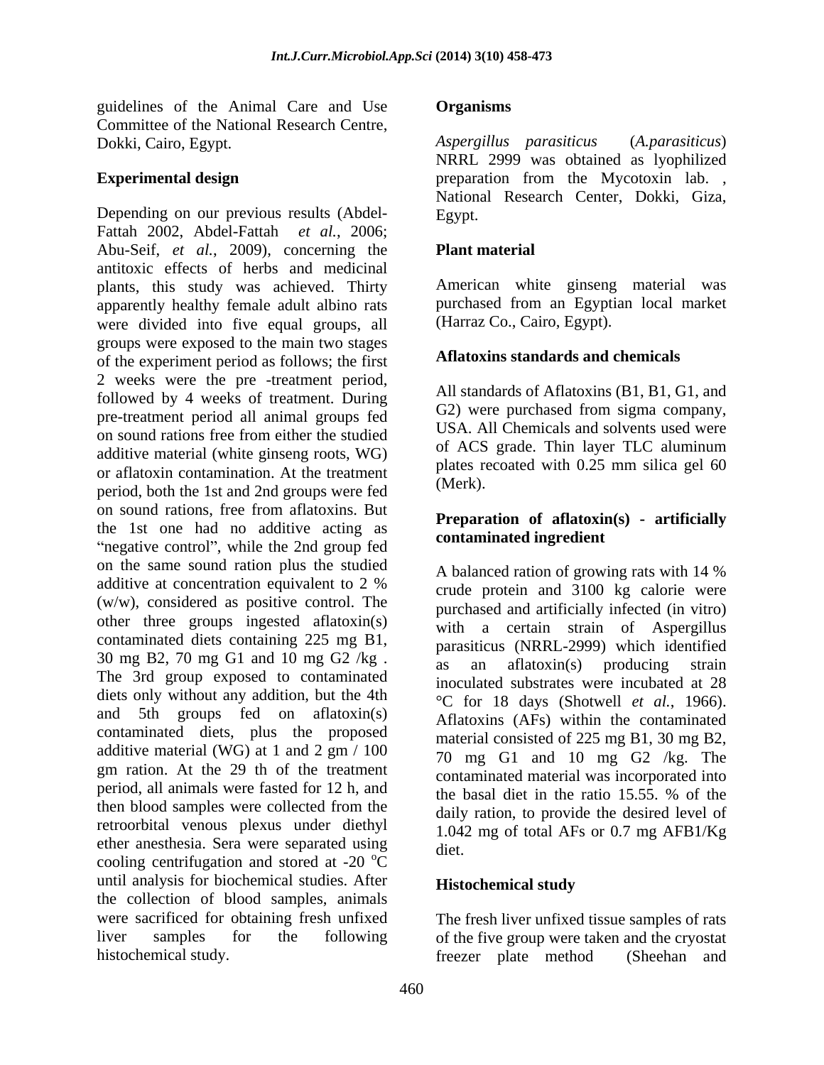guidelines of the Animal Care and Use Committee of the National Research Centre, Dokki, Cairo, Egypt.

**Experimental design**

Depending on our previous results (Abdel-Fattah 2002, Abdel-Fattah *et al.*, 2006; Abu-Seif, *et al.*, 2009), concerning the antitoxic effects of herbs and medicinal plants, this study was achieved. Thirty apparently healthy female adult albino rats were divided into five equal groups, all groups were exposed to the main two stages of the experiment period as follows; the first 2 weeks were the pre -treatment period, followed by 4 weeks of treatment. During pre-treatment period all animal groups fed on sound rations free from either the studied additive material (white ginseng roots, WG) or aflatoxin contamination. At the treatment period, both the 1st and 2nd groups were fed on sound rations, free from aflatoxins. But the 1st one had no additive acting as "negative control", while the 2nd group fed on the same sound ration plus the studied additive at concentration equivalent to 2 % (w/w), considered as positive control. The other three groups ingested aflatoxin(s) contaminated diets containing 225 mg B1, 30 mg B2, 70 mg G1 and 10 mg G2 /kg . The 3rd group exposed to contaminated diets only without any addition, but the 4th and 5th groups fed on aflatoxin(s) contaminated diets, plus the proposed additive material (WG) at 1 and 2 gm / 100 gm ration. At the 29 th of the treatment period, all animals were fasted for 12 h, and then blood samples were collected from the retroorbital venous plexus under diethyl ether anesthesia. Sera were separated using cooling centrifugation and stored at -20 $^{o}$C until analysis for biochemical studies. After the collection of blood samples, animals were sacrificed for obtaining fresh unfixed liver samples for the following histochemical study.

**Organisms**

*Aspergillus parasiticus* (*A.parasiticus*) NRRL 2999 was obtained as lyophilized preparation from the Mycotoxin lab. , National Research Center, Dokki, Giza, Egypt.

**Plant material**

American white ginseng material was purchased from an Egyptian local market (Harraz Co., Cairo, Egypt).

**Aflatoxins standards and chemicals**

All standards of Aflatoxins (B1, B1, G1, and G2) were purchased from sigma company, USA. All Chemicals and solvents used were of ACS grade. Thin layer TLC aluminum plates recoated with 0.25 mm silica gel 60 (Merk).

**Preparation of aflatoxin(s) - artificially contaminated ingredient**

A balanced ration of growing rats with 14 % crude protein and 3100 kg calorie were purchased and artificially infected (in vitro) with a certain strain of Aspergillus parasiticus (NRRL-2999) which identified as an aflatoxin(s) producing strain inoculated substrates were incubated at 28 °C for 18 days (Shotwell *et al.*, 1966). Aflatoxins (AFs) within the contaminated material consisted of 225 mg B1, 30 mg B2, 70 mg G1 and 10 mg G2 /kg. The contaminated material was incorporated into the basal diet in the ratio 15.55. % of the daily ration, to provide the desired level of 1.042 mg of total AFs or 0.7 mg AFB1/Kg diet.

**Histochemical study**

The fresh liver unfixed tissue samples of rats of the five group were taken and the cryostat freezer plate method (Sheehan and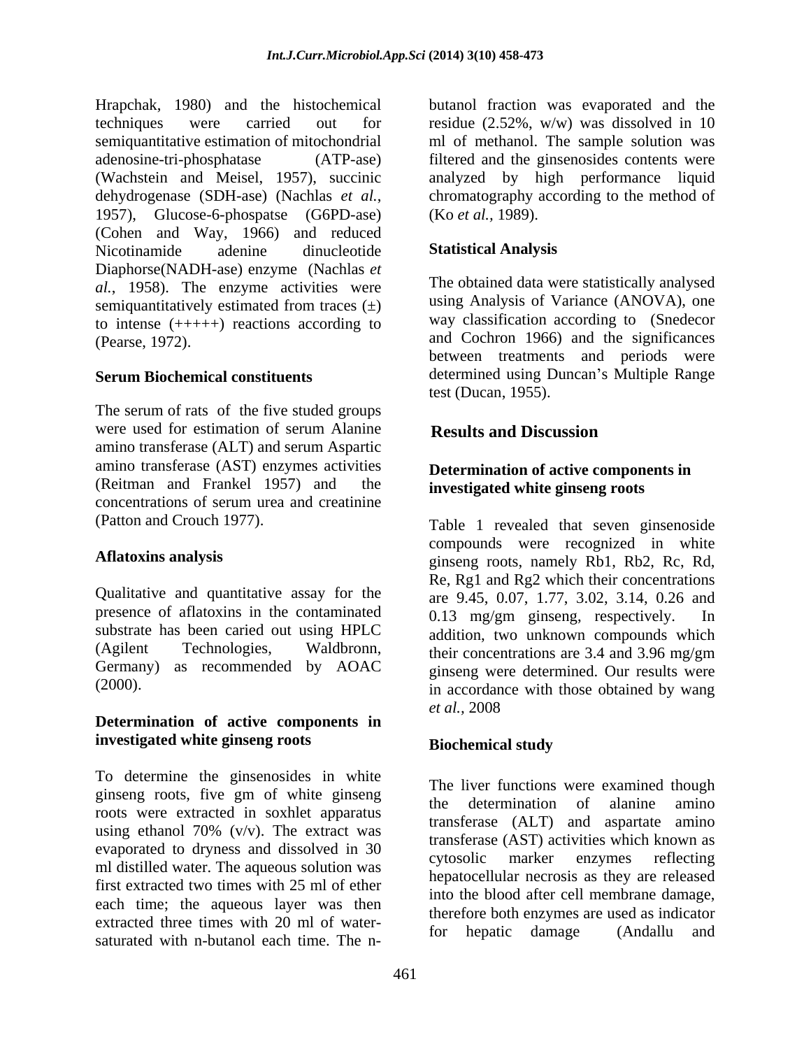Hrapchak, 1980) and the histochemical techniques were carried out for semiquantitative estimation of mitochondrial adenosine-tri-phosphatase (ATP-ase) (Wachstein and Meisel, 1957), succinic dehydrogenase (SDH-ase) (Nachlas *et al.*, 1957), Glucose-6-phospatse (G6PD-ase) (Cohen and Way, 1966) and reduced Nicotinamide adenine dinucleotide Diaphorse(NADH-ase) enzyme (Nachlas *et al.*, 1958). The enzyme activities were semiquantitatively estimated from traces (±) to intense (+++++) reactions according to (Pearse, 1972).

### Serum Biochemical constituents

The serum of rats of the five studed groups were used for estimation of serum Alanine amino transferase (ALT) and serum Aspartic amino transferase (AST) enzymes activities (Reitman and Frankel 1957) and the concentrations of serum urea and creatinine (Patton and Crouch 1977).

### Aflatoxins analysis

Qualitative and quantitative assay for the presence of aflatoxins in the contaminated substrate has been caried out using HPLC (Agilent Technologies, Waldbronn, Germany) as recommended by AOAC (2000).

### Determination of active components in investigated white ginseng roots

To determine the ginsenosides in white ginseng roots, five gm of white ginseng roots were extracted in soxhlet apparatus using ethanol 70% (v/v). The extract was evaporated to dryness and dissolved in 30 ml distilled water. The aqueous solution was first extracted two times with 25 ml of ether each time; the aqueous layer was then extracted three times with 20 ml of water-saturated with n-butanol each time. The n-butanol fraction was evaporated and the residue (2.52%, w/w) was dissolved in 10 ml of methanol. The sample solution was filtered and the ginsenosides contents were analyzed by high performance liquid chromatography according to the method of (Ko *et al.,* 1989).

### Statistical Analysis

The obtained data were statistically analysed using Analysis of Variance (ANOVA), one way classification according to (Snedecor and Cochron 1966) and the significances between treatments and periods were determined using Duncan's Multiple Range test (Ducan, 1955).

## Results and Discussion

### Determination of active components in investigated white ginseng roots

Table 1 revealed that seven ginsenoside compounds were recognized in white ginseng roots, namely Rb1, Rb2, Rc, Rd, Re, Rg1 and Rg2 which their concentrations are 9.45, 0.07, 1.77, 3.02, 3.14, 0.26 and 0.13 mg/gm ginseng, respectively. In addition, two unknown compounds which their concentrations are 3.4 and 3.96 mg/gm ginseng were determined. Our results were in accordance with those obtained by wang *et al.,* 2008

### Biochemical study

The liver functions were examined though the determination of alanine amino transferase (ALT) and aspartate amino transferase (AST) activities which known as cytosolic marker enzymes reflecting hepatocellular necrosis as they are released into the blood after cell membrane damage, therefore both enzymes are used as indicator for hepatic damage (Andallu and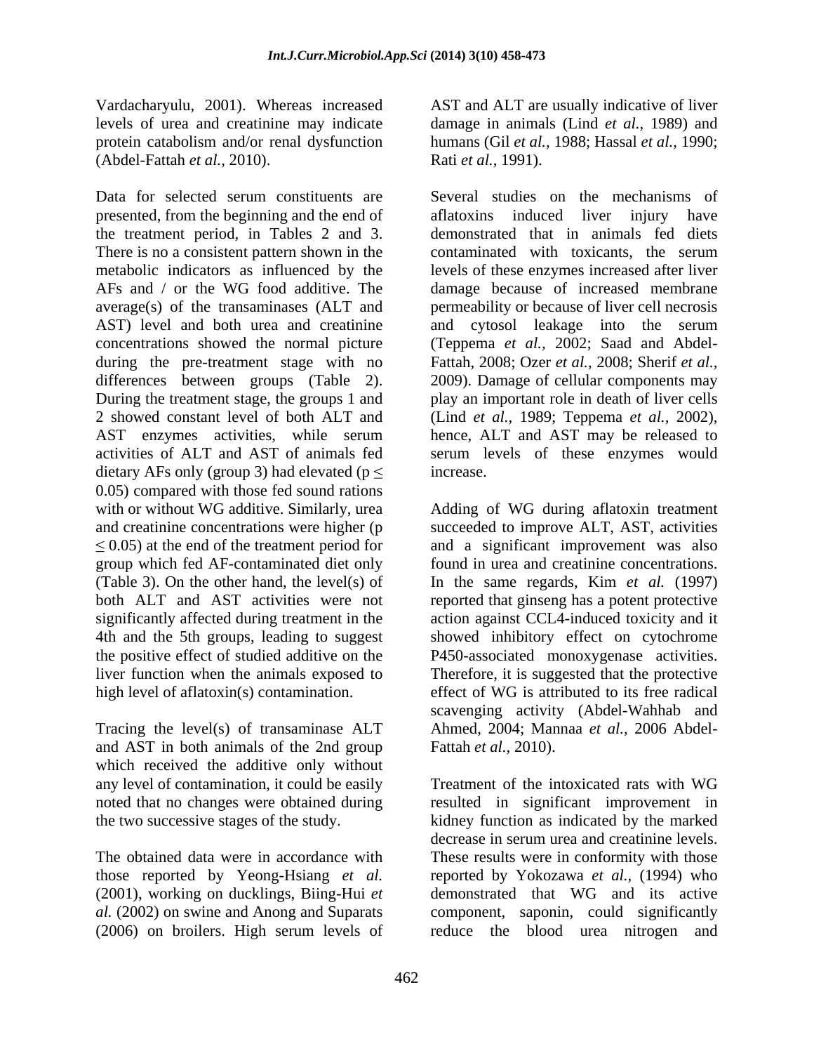Vardacharyulu, 2001). Whereas increased levels of urea and creatinine may indicate protein catabolism and/or renal dysfunction (Abdel-Fattah *et al.*, 2010).

Data for selected serum constituents are presented, from the beginning and the end of the treatment period, in Tables 2 and 3. There is no a consistent pattern shown in the metabolic indicators as influenced by the AFs and / or the WG food additive. The average(s) of the transaminases (ALT and AST) level and both urea and creatinine concentrations showed the normal picture during the pre-treatment stage with no differences between groups (Table 2). During the treatment stage, the groups 1 and 2 showed constant level of both ALT and AST enzymes activities, while serum activities of ALT and AST of animals fed dietary AFs only (group 3) had elevated ($p \leq 0.05$) compared with those fed sound rations with or without WG additive. Similarly, urea and creatinine concentrations were higher ($p \leq 0.05$) at the end of the treatment period for group which fed AF-contaminated diet only (Table 3). On the other hand, the level(s) of both ALT and AST activities were not significantly affected during treatment in the 4th and the 5th groups, leading to suggest the positive effect of studied additive on the liver function when the animals exposed to high level of aflatoxin(s) contamination.

Tracing the level(s) of transaminase ALT and AST in both animals of the 2nd group which received the additive only without any level of contamination, it could be easily noted that no changes were obtained during the two successive stages of the study.

The obtained data were in accordance with those reported by Yeong-Hsiang *et al.* (2001), working on ducklings, Biing-Hui *et al.* (2002) on swine and Anong and Suparats (2006) on broilers. High serum levels of AST and ALT are usually indicative of liver damage in animals (Lind *et al.*, 1989) and humans (Gil *et al.*, 1988; Hassal *et al.*, 1990; Rati *et al.*, 1991).

Several studies on the mechanisms of aflatoxins induced liver injury have demonstrated that in animals fed diets contaminated with toxicants, the serum levels of these enzymes increased after liver damage because of increased membrane permeability or because of liver cell necrosis and cytosol leakage into the serum (Teppema *et al.*, 2002; Saad and Abdel-Fattah, 2008; Ozer *et al.*, 2008; Sherif *et al.*, 2009). Damage of cellular components may play an important role in death of liver cells (Lind *et al.*, 1989; Teppema *et al.*, 2002), hence, ALT and AST may be released to serum levels of these enzymes would increase.

Adding of WG during aflatoxin treatment succeeded to improve ALT, AST, activities and a significant improvement was also found in urea and creatinine concentrations. In the same regards, Kim *et al.* (1997) reported that ginseng has a potent protective action against CCL4-induced toxicity and it showed inhibitory effect on cytochrome P450-associated monoxygenase activities. Therefore, it is suggested that the protective effect of WG is attributed to its free radical scavenging activity (Abdel-Wahhab and Ahmed, 2004; Mannaa *et al.*, 2006 Abdel-Fattah *et al.*, 2010).

Treatment of the intoxicated rats with WG resulted in significant improvement in kidney function as indicated by the marked decrease in serum urea and creatinine levels. These results were in conformity with those reported by Yokozawa *et al.*, (1994) who demonstrated that WG and its active component, saponin, could significantly reduce the blood urea nitrogen and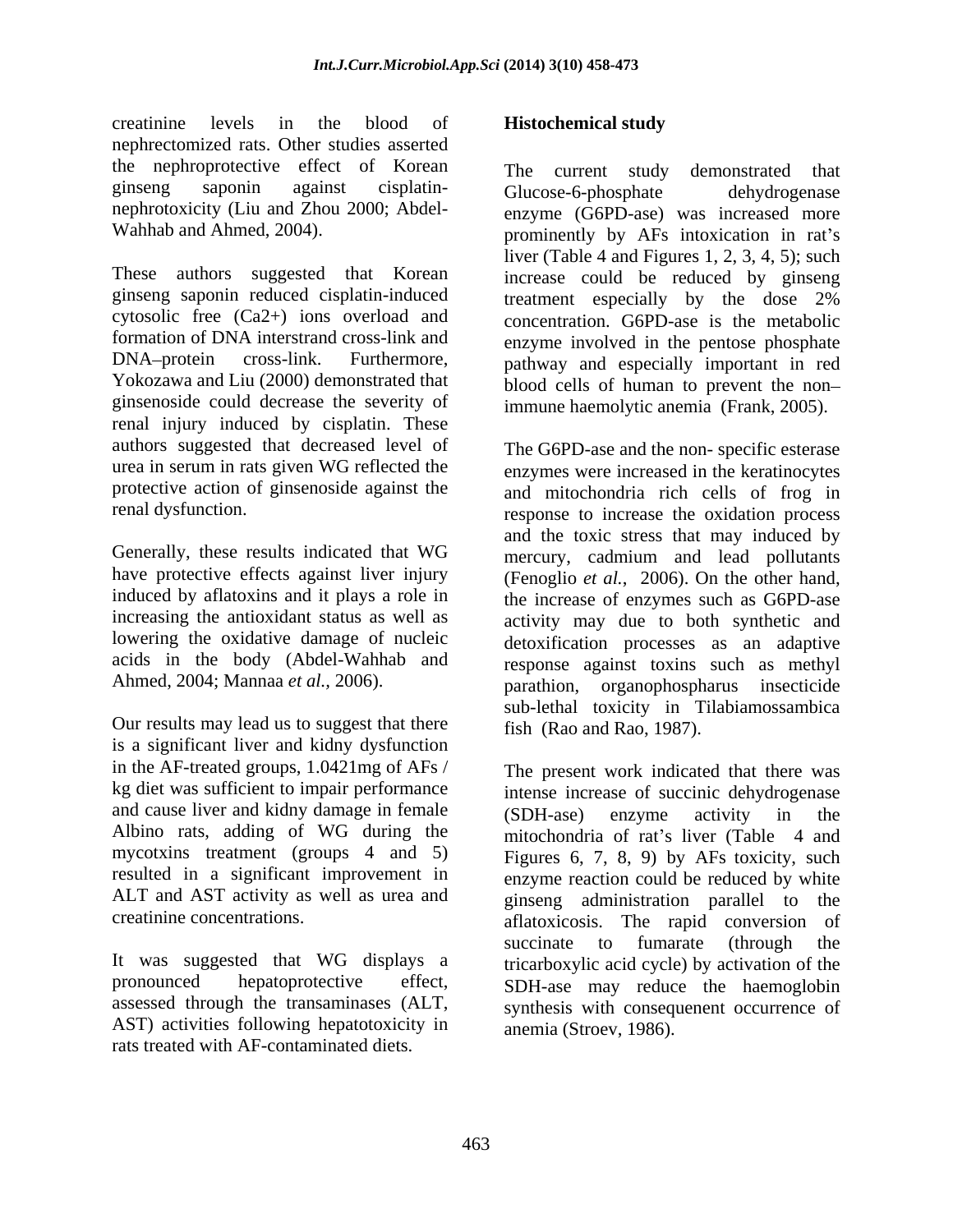creatinine levels in the blood of nephrectomized rats. Other studies asserted the nephroprotective effect of Korean ginseng saponin against cisplatin-nephrotoxicity (Liu and Zhou 2000; Abdel-Wahhab and Ahmed, 2004).

These authors suggested that Korean ginseng saponin reduced cisplatin-induced cytosolic free (Ca2+) ions overload and formation of DNA interstrand cross-link and DNA–protein cross-link. Furthermore, Yokozawa and Liu (2000) demonstrated that ginsenoside could decrease the severity of renal injury induced by cisplatin. These authors suggested that decreased level of urea in serum in rats given WG reflected the protective action of ginsenoside against the renal dysfunction.

Generally, these results indicated that WG have protective effects against liver injury induced by aflatoxins and it plays a role in increasing the antioxidant status as well as lowering the oxidative damage of nucleic acids in the body (Abdel-Wahhab and Ahmed, 2004; Mannaa *et al.*, 2006).

Our results may lead us to suggest that there is a significant liver and kidny dysfunction in the AF-treated groups, 1.0421mg of AFs / kg diet was sufficient to impair performance and cause liver and kidny damage in female Albino rats, adding of WG during the mycotxins treatment (groups 4 and 5) resulted in a significant improvement in ALT and AST activity as well as urea and creatinine concentrations.

It was suggested that WG displays a pronounced hepatoprotective effect, assessed through the transaminases (ALT, AST) activities following hepatotoxicity in rats treated with AF-contaminated diets.

**Histochemical study**

The current study demonstrated that Glucose-6-phosphate dehydrogenase enzyme (G6PD-ase) was increased more prominently by AFs intoxication in rat's liver (Table 4 and Figures 1, 2, 3, 4, 5); such increase could be reduced by ginseng treatment especially by the dose 2% concentration. G6PD-ase is the metabolic enzyme involved in the pentose phosphate pathway and especially important in red blood cells of human to prevent the non–immune haemolytic anemia (Frank, 2005).

The G6PD-ase and the non- specific esterase enzymes were increased in the keratinocytes and mitochondria rich cells of frog in response to increase the oxidation process and the toxic stress that may induced by mercury, cadmium and lead pollutants (Fenoglio *et al.*, 2006). On the other hand, the increase of enzymes such as G6PD-ase activity may due to both synthetic and detoxification processes as an adaptive response against toxins such as methyl parathion, organophospharus insecticide sub-lethal toxicity in Tilabiamossambica fish (Rao and Rao, 1987).

The present work indicated that there was intense increase of succinic dehydrogenase (SDH-ase) enzyme activity in the mitochondria of rat's liver (Table 4 and Figures 6, 7, 8, 9) by AFs toxicity, such enzyme reaction could be reduced by white ginseng administration parallel to the aflatoxicosis. The rapid conversion of succinate to fumarate (through the tricarboxylic acid cycle) by activation of the SDH-ase may reduce the haemoglobin synthesis with consequenent occurrence of anemia (Stroev, 1986).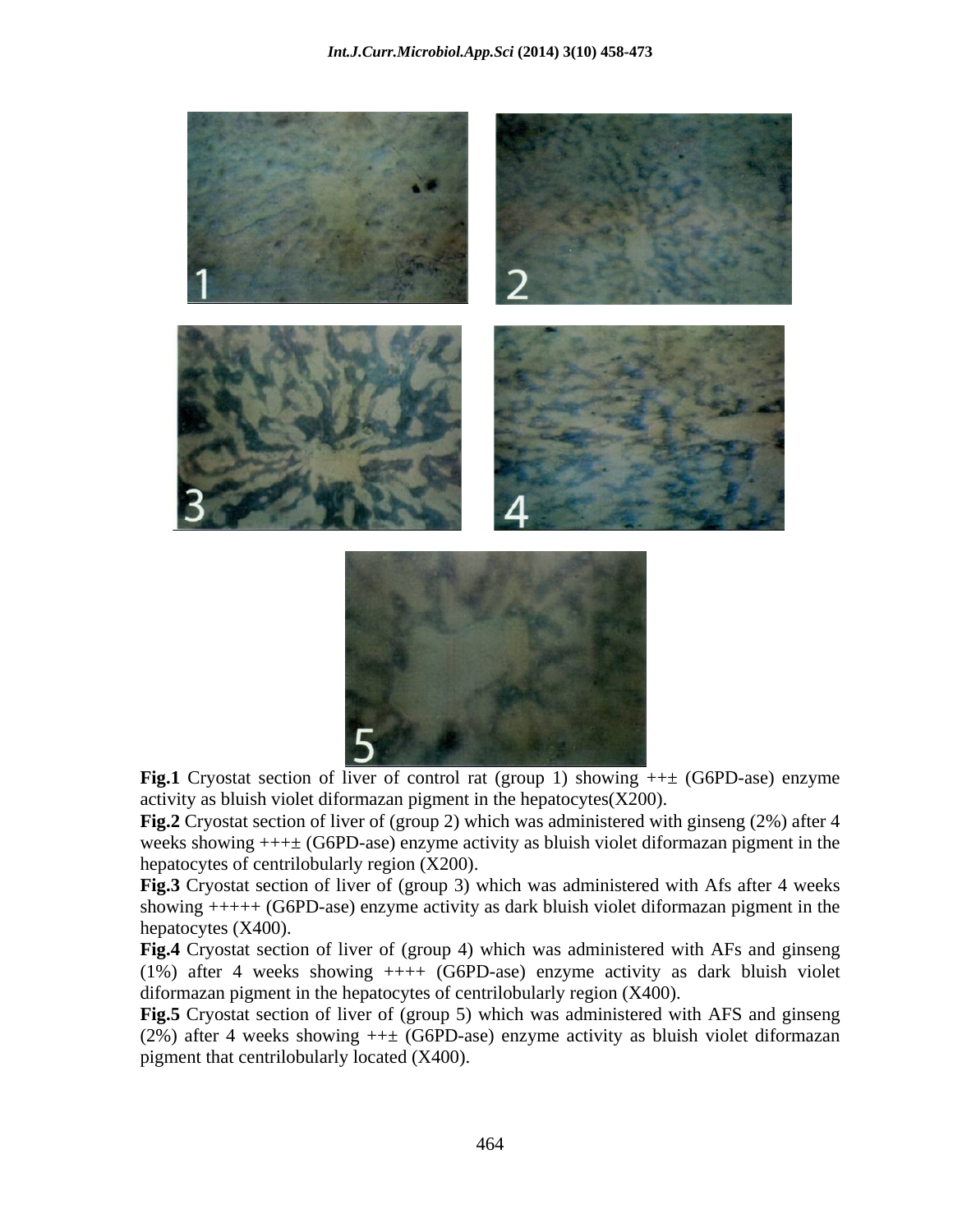**Fig.1** Cryostat section of liver of control rat (group 1) showing ++± (G6PD-ase) enzyme activity as bluish violet diformazan pigment in the hepatocytes(X200).

**Fig.2** Cryostat section of liver of (group 2) which was administered with ginseng (2%) after 4 weeks showing +++± (G6PD-ase) enzyme activity as bluish violet diformazan pigment in the hepatocytes of centrilobularly region (X200).

**Fig.3** Cryostat section of liver of (group 3) which was administered with Afs after 4 weeks showing +++++ (G6PD-ase) enzyme activity as dark bluish violet diformazan pigment in the hepatocytes (X400).

**Fig.4** Cryostat section of liver of (group 4) which was administered with AFs and ginseng (1%) after 4 weeks showing ++++ (G6PD-ase) enzyme activity as dark bluish violet diformazan pigment in the hepatocytes of centrilobularly region (X400).

**Fig.5** Cryostat section of liver of (group 5) which was administered with AFS and ginseng (2%) after 4 weeks showing ++± (G6PD-ase) enzyme activity as bluish violet diformazan pigment that centrilobularly located (X400).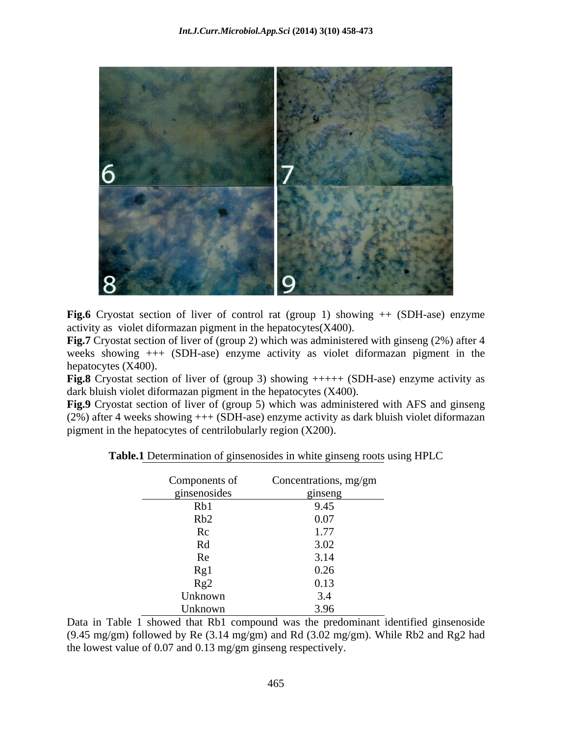**Fig.6** Cryostat section of liver of control rat (group 1) showing ++ (SDH-ase) enzyme activity as violet diformazan pigment in the hepatocytes(X400).

**Fig.7** Cryostat section of liver of (group 2) which was administered with ginseng (2%) after 4 weeks showing +++ (SDH-ase) enzyme activity as violet diformazan pigment in the hepatocytes (X400).

**Fig.8** Cryostat section of liver of (group 3) showing +++++ (SDH-ase) enzyme activity as dark bluish violet diformazan pigment in the hepatocytes (X400).

**Fig.9** Cryostat section of liver of (group 5) which was administered with AFS and ginseng (2%) after 4 weeks showing +++ (SDH-ase) enzyme activity as dark bluish violet diformazan pigment in the hepatocytes of centrilobularly region (X200).

**Table.1** Determination of ginsenosides in white ginseng roots using HPLC

| Components of ginsenosides | Concentrations, mg/gm ginseng |
|---|---|
| Rb1 | 9.45 |
| Rb2 | 0.07 |
| Rc | 1.77 |
| Rd | 3.02 |
| Re | 3.14 |
| Rg1 | 0.26 |
| Rg2 | 0.13 |
| Unknown | 3.4 |
| Unknown | 3.96 |

Data in Table 1 showed that Rb1 compound was the predominant identified ginsenoside (9.45 mg/gm) followed by Re (3.14 mg/gm) and Rd (3.02 mg/gm). While Rb2 and Rg2 had the lowest value of 0.07 and 0.13 mg/gm ginseng respectively.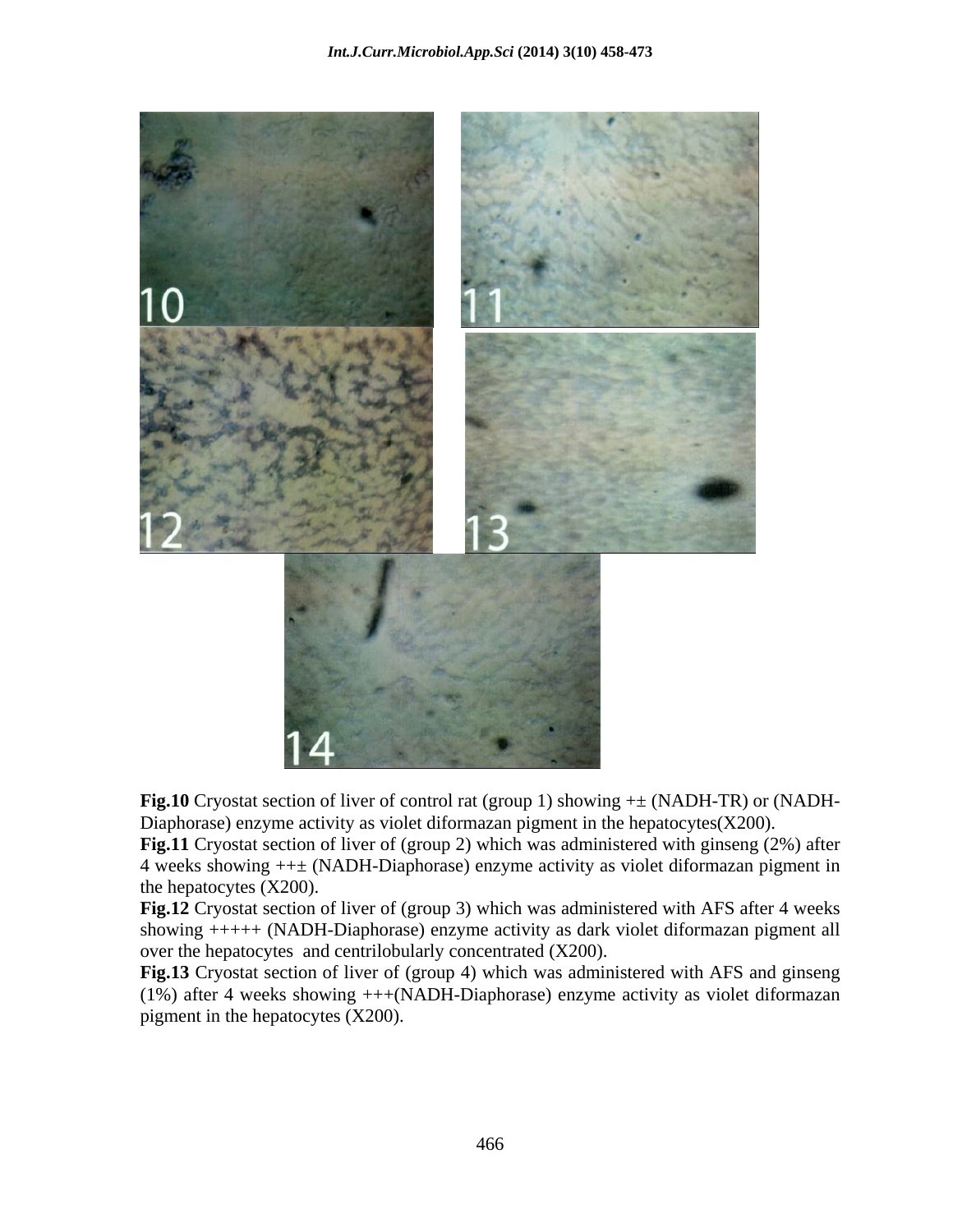**Fig.10** Cryostat section of liver of control rat (group 1) showing +± (NADH-TR) or (NADH-Diaphorase) enzyme activity as violet diformazan pigment in the hepatocytes(X200).

**Fig.11** Cryostat section of liver of (group 2) which was administered with ginseng (2%) after 4 weeks showing ++± (NADH-Diaphorase) enzyme activity as violet diformazan pigment in the hepatocytes (X200).

**Fig.12** Cryostat section of liver of (group 3) which was administered with AFS after 4 weeks showing +++++ (NADH-Diaphorase) enzyme activity as dark violet diformazan pigment all over the hepatocytes and centrilobularly concentrated (X200).

**Fig.13** Cryostat section of liver of (group 4) which was administered with AFS and ginseng (1%) after 4 weeks showing +++(NADH-Diaphorase) enzyme activity as violet diformazan pigment in the hepatocytes (X200).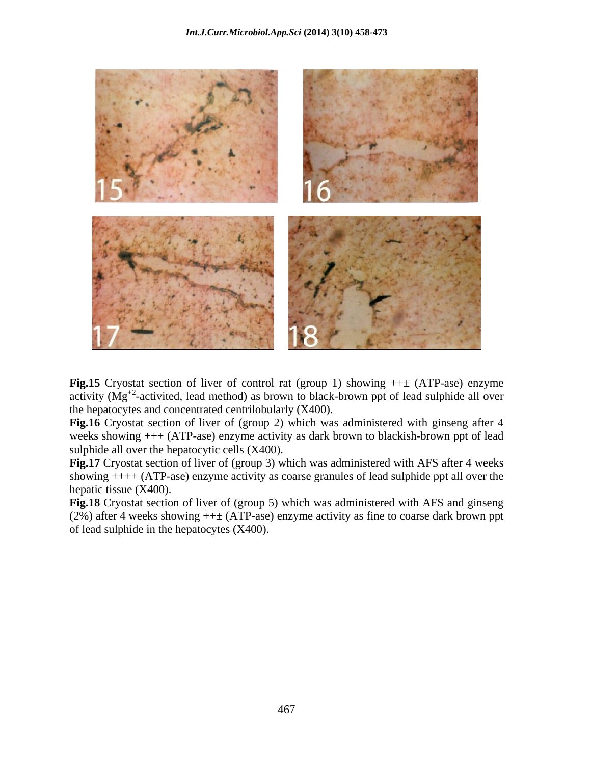**Fig.15** Cryostat section of liver of control rat (group 1) showing ++± (ATP-ase) enzyme activity ($Mg^{+2}$-activited, lead method) as brown to black-brown ppt of lead sulphide all over the hepatocytes and concentrated centrilobularly (X400).

**Fig.16** Cryostat section of liver of (group 2) which was administered with ginseng after 4 weeks showing +++ (ATP-ase) enzyme activity as dark brown to blackish-brown ppt of lead sulphide all over the hepatocytic cells (X400).

**Fig.17** Cryostat section of liver of (group 3) which was administered with AFS after 4 weeks showing ++++ (ATP-ase) enzyme activity as coarse granules of lead sulphide ppt all over the hepatic tissue (X400).

**Fig.18** Cryostat section of liver of (group 5) which was administered with AFS and ginseng (2%) after 4 weeks showing ++± (ATP-ase) enzyme activity as fine to coarse dark brown ppt of lead sulphide in the hepatocytes (X400).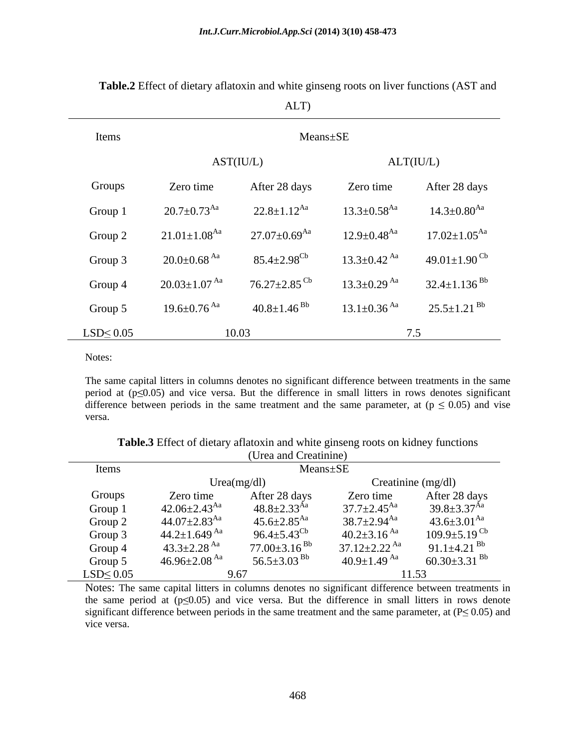**Table.2** Effect of dietary aflatoxin and white ginseng roots on liver functions (AST and ALT)

| Items | Means±SE | | | |
|---|---|---|---|---|
| | AST(IU/L) | | ALT(IU/L) | |
| Groups | Zero time | After 28 days | Zero time | After 28 days |
| Group 1 | $20.7{\pm}0.73^{Aa}$ | $22.8{\pm}1.12^{Aa}$ | $13.3{\pm}0.58^{Aa}$ | $14.3{\pm}0.80^{Aa}$ |
| Group 2 | $21.01{\pm}1.08^{Aa}$ | $27.07{\pm}0.69^{Aa}$ | $12.9{\pm}0.48^{Aa}$ | $17.02{\pm}1.05^{Aa}$ |
| Group 3 | $20.0{\pm}0.68^{Aa}$ | $85.4{\pm}2.98^{Cb}$ | $13.3{\pm}0.42^{Aa}$ | $49.01{\pm}1.90^{Cb}$ |
| Group 4 | $20.03{\pm}1.07^{Aa}$ | $76.27{\pm}2.85^{Cb}$ | $13.3{\pm}0.29^{Aa}$ | $32.4{\pm}1.136^{Bb}$ |
| Group 5 | $19.6{\pm}0.76^{Aa}$ | $40.8{\pm}1.46^{Bb}$ | $13.1{\pm}0.36^{Aa}$ | $25.5{\pm}1.21^{Bb}$ |
| LSD≤ 0.05 | 10.03 | | 7.5 | |

Notes:

The same capital litters in columns denotes no significant difference between treatments in the same period at ($p{\leq}0.05$) and vice versa. But the difference in small litters in rows denotes significant difference between periods in the same treatment and the same parameter, at ($p \leq 0.05$) and vise versa.

**Table.3** Effect of dietary aflatoxin and white ginseng roots on kidney functions (Urea and Creatinine)

| Items | Means±SE | | | |
|---|---|---|---|---|
| | Urea(mg/dl) | | Creatinine (mg/dl) | |
| Groups | Zero time | After 28 days | Zero time | After 28 days |
| Group 1 | $42.06{\pm}2.43^{Aa}$ | $48.8{\pm}2.33^{Aa}$ | $37.7{\pm}2.45^{Aa}$ | $39.8{\pm}3.37^{Aa}$ |
| Group 2 | $44.07{\pm}2.83^{Aa}$ | $45.6{\pm}2.85^{Aa}$ | $38.7{\pm}2.94^{Aa}$ | $43.6{\pm}3.01^{Aa}$ |
| Group 3 | $44.2{\pm}1.649^{Aa}$ | $96.4{\pm}5.43^{Cb}$ | $40.2{\pm}3.16^{Aa}$ | $109.9{\pm}5.19^{Cb}$ |
| Group 4 | $43.3{\pm}2.28^{Aa}$ | $77.00{\pm}3.16^{Bb}$ | $37.12{\pm}2.22^{Aa}$ | $91.1{\pm}4.21^{Bb}$ |
| Group 5 | $46.96{\pm}2.08^{Aa}$ | $56.5{\pm}3.03^{Bb}$ | $40.9{\pm}1.49^{Aa}$ | $60.30{\pm}3.31^{Bb}$ |
| LSD≤ 0.05 | 9.67 | | 11.53 | |

Notes: The same capital litters in columns denotes no significant difference between treatments in the same period at ($p{\leq}0.05$) and vice versa. But the difference in small litters in rows denote significant difference between periods in the same treatment and the same parameter, at ($P{\leq}$ 0.05) and vice versa.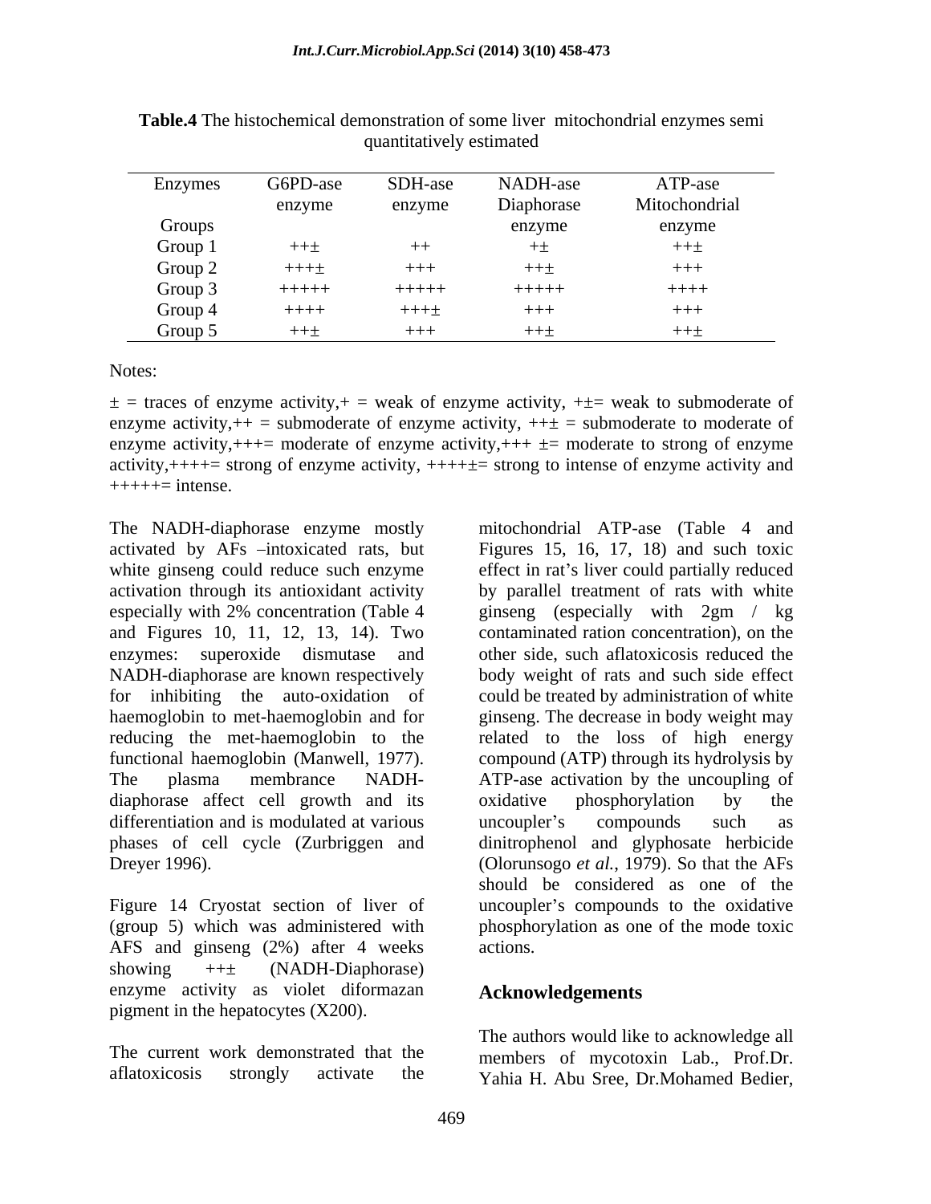**Table.4** The histochemical demonstration of some liver mitochondrial enzymes semi quantitatively estimated

| Enzymes / Groups | G6PD-ase enzyme | SDH-ase enzyme | NADH-ase Diaphorase enzyme | ATP-ase Mitochondrial enzyme |
|---|---|---|---|---|
| Group 1 | ++± | ++ | +± | ++± |
| Group 2 | +++± | +++ | ++± | +++ |
| Group 3 | +++++ | +++++ | +++++ | ++++ |
| Group 4 | ++++ | +++± | +++ | +++ |
| Group 5 | ++± | +++ | ++± | ++± |

Notes:

± = traces of enzyme activity,+ = weak of enzyme activity, +±= weak to submoderate of enzyme activity,++ = submoderate of enzyme activity, ++± = submoderate to moderate of enzyme activity,+++= moderate of enzyme activity,+++ ±= moderate to strong of enzyme activity,++++= strong of enzyme activity, ++++±= strong to intense of enzyme activity and +++++= intense.

The NADH-diaphorase enzyme mostly activated by AFs –intoxicated rats, but white ginseng could reduce such enzyme activation through its antioxidant activity especially with 2% concentration (Table 4 and Figures 10, 11, 12, 13, 14). Two enzymes: superoxide dismutase and NADH-diaphorase are known respectively for inhibiting the auto-oxidation of haemoglobin to met-haemoglobin and for reducing the met-haemoglobin to the functional haemoglobin (Manwell, 1977). The plasma membrance NADH-diaphorase affect cell growth and its differentiation and is modulated at various phases of cell cycle (Zurbriggen and Dreyer 1996).

Figure 14 Cryostat section of liver of (group 5) which was administered with AFS and ginseng (2%) after 4 weeks showing ++± (NADH-Diaphorase) enzyme activity as violet diformazan pigment in the hepatocytes (X200).

The current work demonstrated that the aflatoxicosis strongly activate the mitochondrial ATP-ase (Table 4 and Figures 15, 16, 17, 18) and such toxic effect in rat's liver could partially reduced by parallel treatment of rats with white ginseng (especially with 2gm / kg contaminated ration concentration), on the other side, such aflatoxicosis reduced the body weight of rats and such side effect could be treated by administration of white ginseng. The decrease in body weight may related to the loss of high energy compound (ATP) through its hydrolysis by ATP-ase activation by the uncoupling of oxidative phosphorylation by the uncoupler's compounds such as dinitrophenol and glyphosate herbicide (Olorunsogo *et al.*, 1979). So that the AFs should be considered as one of the uncoupler's compounds to the oxidative phosphorylation as one of the mode toxic actions.

## Acknowledgements

The authors would like to acknowledge all members of mycotoxin Lab., Prof.Dr. Yahia H. Abu Sree, Dr.Mohamed Bedier,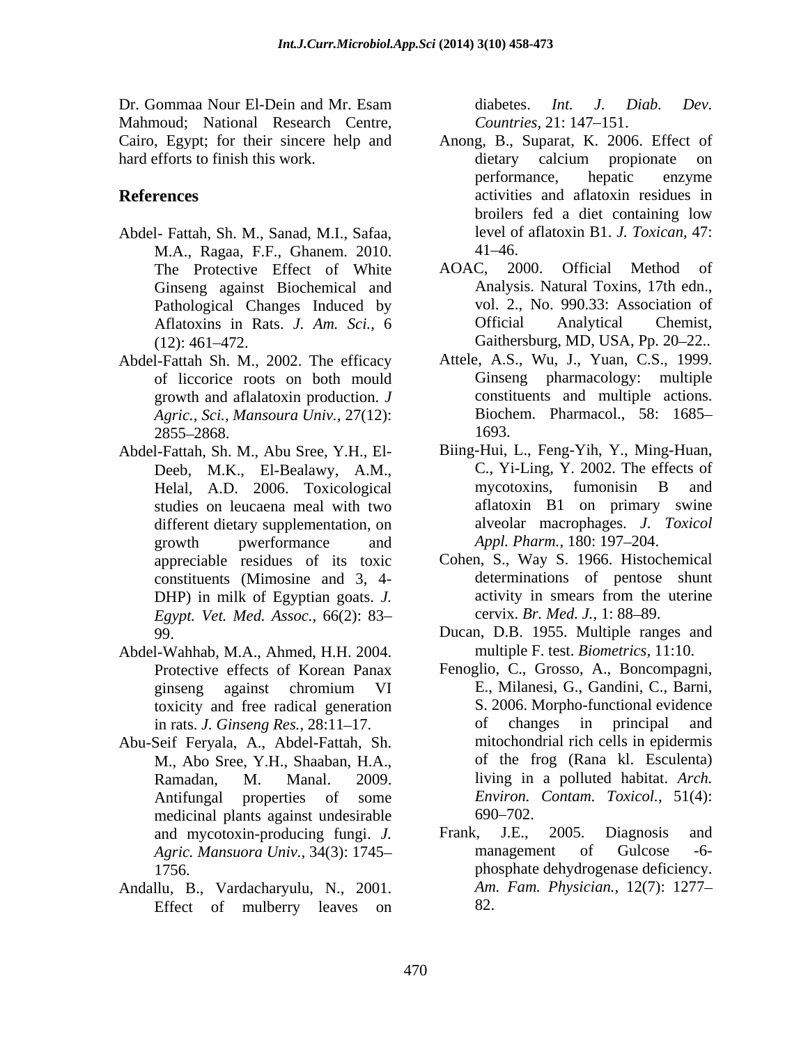Dr. Gommaa Nour El-Dein and Mr. Esam Mahmoud; National Research Centre, Cairo, Egypt; for their sincere help and hard efforts to finish this work.

## References

Abdel- Fattah, Sh. M., Sanad, M.I., Safaa, M.A., Ragaa, F.F., Ghanem. 2010. The Protective Effect of White Ginseng against Biochemical and Pathological Changes Induced by Aflatoxins in Rats. *J. Am. Sci.,* 6 (12): 461–472.

Abdel-Fattah Sh. M., 2002. The efficacy of liccorice roots on both mould growth and aflalatoxin production. *J Agric., Sci., Mansoura Univ.,* 27(12): 2855–2868.

Abdel-Fattah, Sh. M., Abu Sree, Y.H., El-Deeb, M.K., El-Bealawy, A.M., Helal, A.D. 2006. Toxicological studies on leucaena meal with two different dietary supplementation, on growth pwerformance and appreciable residues of its toxic constituents (Mimosine and 3, 4-DHP) in milk of Egyptian goats. *J. Egypt. Vet. Med. Assoc.,* 66(2): 83–99.

Abdel-Wahhab, M.A., Ahmed, H.H. 2004. Protective effects of Korean Panax ginseng against chromium VI toxicity and free radical generation in rats. *J. Ginseng Res.,* 28:11–17.

Abu-Seif Feryala, A., Abdel-Fattah, Sh. M., Abo Sree, Y.H., Shaaban, H.A., Ramadan, M. Manal. 2009. Antifungal properties of some medicinal plants against undesirable and mycotoxin-producing fungi. *J. Agric. Mansuora Univ.,* 34(3): 1745–1756.

Andallu, B., Vardacharyulu, N., 2001. Effect of mulberry leaves on diabetes. *Int. J. Diab. Dev. Countries,* 21: 147–151.

Anong, B., Suparat, K. 2006. Effect of dietary calcium propionate on performance, hepatic enzyme activities and aflatoxin residues in broilers fed a diet containing low level of aflatoxin B1. *J. Toxican,* 47: 41–46.

AOAC, 2000. Official Method of Analysis. Natural Toxins, 17th edn., vol. 2., No. 990.33: Association of Official Analytical Chemist, Gaithersburg, MD, USA, Pp. 20–22..

Attele, A.S., Wu, J., Yuan, C.S., 1999. Ginseng pharmacology: multiple constituents and multiple actions. Biochem. Pharmacol., 58: 1685–1693.

Biing-Hui, L., Feng-Yih, Y., Ming-Huan, C., Yi-Ling, Y. 2002. The effects of mycotoxins, fumonisin B and aflatoxin B1 on primary swine alveolar macrophages. *J. Toxicol Appl. Pharm.,* 180: 197–204.

Cohen, S., Way S. 1966. Histochemical determinations of pentose shunt activity in smears from the uterine cervix. *Br. Med. J.,* 1: 88–89.

Ducan, D.B. 1955. Multiple ranges and multiple F. test. *Biometrics,* 11:10.

Fenoglio, C., Grosso, A., Boncompagni, E., Milanesi, G., Gandini, C., Barni, S. 2006. Morpho-functional evidence of changes in principal and mitochondrial rich cells in epidermis of the frog (Rana kl. Esculenta) living in a polluted habitat. *Arch. Environ. Contam. Toxicol.,* 51(4): 690–702.

Frank, J.E., 2005. Diagnosis and management of Gulcose -6-phosphate dehydrogenase deficiency. *Am. Fam. Physician.,* 12(7): 1277–82.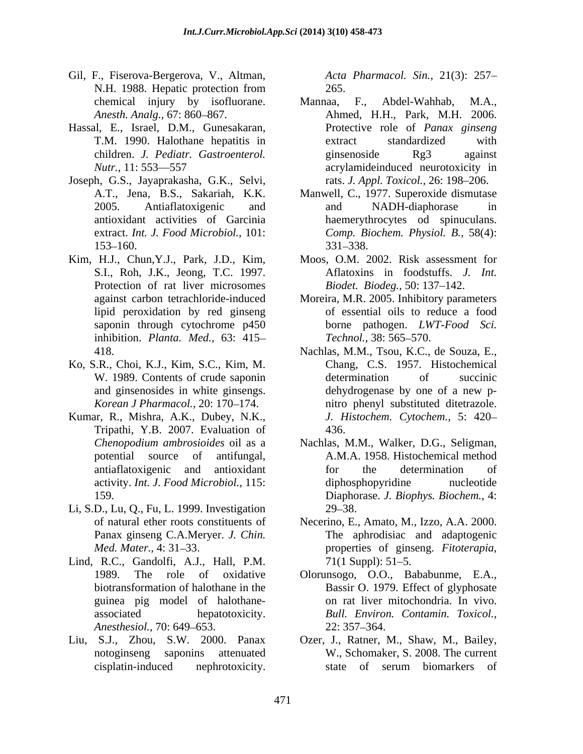Gil, F., Fiserova-Bergerova, V., Altman, N.H. 1988. Hepatic protection from chemical injury by isofluorane. *Anesth. Analg.,* 67: 860–867.

Hassal, E., Israel, D.M., Gunesakaran, T.M. 1990. Halothane hepatitis in children. *J. Pediatr. Gastroenterol. Nutr.,* 11: 553—557

Joseph, G.S., Jayaprakasha, G.K., Selvi, A.T., Jena, B.S., Sakariah, K.K. 2005. Antiaflatoxigenic and antioxidant activities of Garcinia extract. *Int. J. Food Microbiol.,* 101: 153–160.

Kim, H.J., Chun,Y.J., Park, J.D., Kim, S.I., Roh, J.K., Jeong, T.C. 1997. Protection of rat liver microsomes against carbon tetrachloride-induced lipid peroxidation by red ginseng saponin through cytochrome p450 inhibition. *Planta. Med.,* 63: 415–418.

Ko, S.R., Choi, K.J., Kim, S.C., Kim, M. W. 1989. Contents of crude saponin and ginsenosides in white ginsengs. *Korean J Pharmacol.,* 20: 170–174.

Kumar, R., Mishra, A.K., Dubey, N.K., Tripathi, Y.B. 2007. Evaluation of *Chenopodium ambrosioides* oil as a potential source of antifungal, antiaflatoxigenic and antioxidant activity. *Int. J. Food Microbiol.,* 115: 159.

Li, S.D., Lu, Q., Fu, L. 1999. Investigation of natural ether roots constituents of Panax ginseng C.A.Meryer. *J. Chin. Med. Mater.,* 4: 31–33.

Lind, R.C., Gandolfi, A.J., Hall, P.M. 1989. The role of oxidative biotransformation of halothane in the guinea pig model of halothane-associated hepatotoxicity. *Anesthesiol.,* 70: 649–653.

Liu, S.J., Zhou, S.W. 2000. Panax notoginseng saponins attenuated cisplatin-induced nephrotoxicity. *Acta Pharmacol. Sin.,* 21(3): 257–265.

Mannaa, F., Abdel-Wahhab, M.A., Ahmed, H.H., Park, M.H. 2006. Protective role of *Panax ginseng* extract standardized with ginsenoside Rg3 against acrylamideinduced neurotoxicity in rats. *J. Appl. Toxicol.,* 26: 198–206.

Manwell, C., 1977. Superoxide dismutase and NADH-diaphorase in haemerythrocytes od spinuculans. *Comp. Biochem. Physiol. B.,* 58(4): 331–338.

Moos, O.M. 2002. Risk assessment for Aflatoxins in foodstuffs. *J. Int. Biodet. Biodeg.,* 50: 137–142.

Moreira, M.R. 2005. Inhibitory parameters of essential oils to reduce a food borne pathogen. *LWT-Food Sci. Technol.,* 38: 565–570.

Nachlas, M.M., Tsou, K.C., de Souza, E., Chang, C.S. 1957. Histochemical determination of succinic dehydrogenase by one of a new p-nitro phenyl substituted ditetrazole. *J. Histochem. Cytochem.,* 5: 420–436.

Nachlas, M.M., Walker, D.G., Seligman, A.M.A. 1958. Histochemical method for the determination of diphosphopyridine nucleotide Diaphorase. *J. Biophys. Biochem.,* 4: 29–38.

Necerino, E., Amato, M., Izzo, A.A. 2000. The aphrodisiac and adaptogenic properties of ginseng. *Fitoterapia,* 71(1 Suppl): 51–5.

Olorunsogo, O.O., Bababunme, E.A., Bassir O. 1979. Effect of glyphosate on rat liver mitochondria. In vivo. *Bull. Environ. Contamin. Toxicol.,* 22: 357–364.

Ozer, J., Ratner, M., Shaw, M., Bailey, W., Schomaker, S. 2008. The current state of serum biomarkers of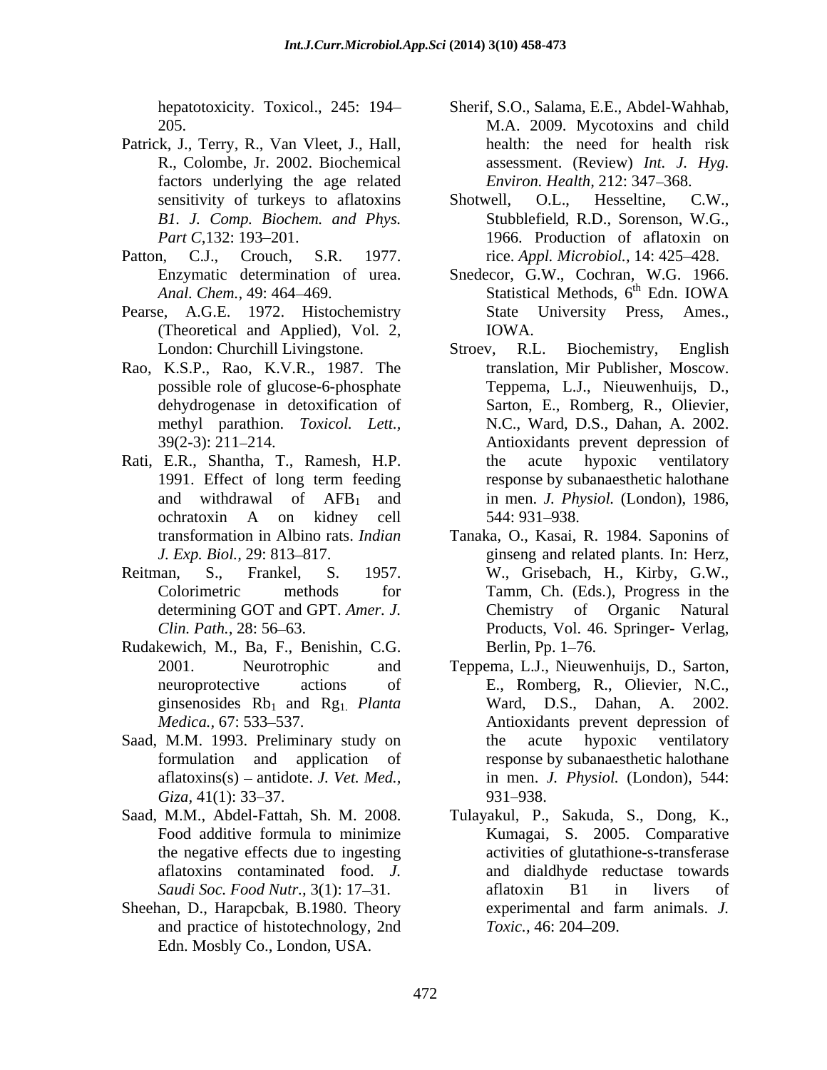hepatotoxicity. Toxicol., 245: 194–205.

Patrick, J., Terry, R., Van Vleet, J., Hall, R., Colombe, Jr. 2002. Biochemical factors underlying the age related sensitivity of turkeys to aflatoxins *B1. J. Comp. Biochem. and Phys. Part C*,132: 193–201.

Patton, C.J., Crouch, S.R. 1977. Enzymatic determination of urea. *Anal. Chem.*, 49: 464–469.

Pearse, A.G.E. 1972. Histochemistry (Theoretical and Applied), Vol. 2, London: Churchill Livingstone.

Rao, K.S.P., Rao, K.V.R., 1987. The possible role of glucose-6-phosphate dehydrogenase in detoxification of methyl parathion. *Toxicol. Lett.*, 39(2-3): 211–214.

Rati, E.R., Shantha, T., Ramesh, H.P. 1991. Effect of long term feeding and withdrawal of $AFB_1$ and ochratoxin A on kidney cell transformation in Albino rats. *Indian J. Exp. Biol.*, 29: 813–817.

Reitman, S., Frankel, S. 1957. Colorimetric methods for determining GOT and GPT. *Amer. J. Clin. Path.*, 28: 56–63.

Rudakewich, M., Ba, F., Benishin, C.G. 2001. Neurotrophic and neuroprotective actions of ginsenosides $Rb_1$ and $Rg_1$. *Planta Medica.*, 67: 533–537.

Saad, M.M. 1993. Preliminary study on formulation and application of aflatoxins(s) – antidote. *J. Vet. Med., Giza*, 41(1): 33–37.

Saad, M.M., Abdel-Fattah, Sh. M. 2008. Food additive formula to minimize the negative effects due to ingesting aflatoxins contaminated food. *J. Saudi Soc. Food Nutr.*, 3(1): 17–31.

Sheehan, D., Harapcbak, B.1980. Theory and practice of histotechnology, 2nd Edn. Mosbly Co., London, USA.

Sherif, S.O., Salama, E.E., Abdel-Wahhab, M.A. 2009. Mycotoxins and child health: the need for health risk assessment. (Review) *Int. J. Hyg. Environ. Health*, 212: 347–368.

Shotwell, O.L., Hesseltine, C.W., Stubblefield, R.D., Sorenson, W.G., 1966. Production of aflatoxin on rice. *Appl. Microbiol.*, 14: 425–428.

Snedecor, G.W., Cochran, W.G. 1966. Statistical Methods, 6th Edn. IOWA State University Press, Ames., IOWA.

Stroev, R.L. Biochemistry, English translation, Mir Publisher, Moscow. Teppema, L.J., Nieuwenhuijs, D., Sarton, E., Romberg, R., Olievier, N.C., Ward, D.S., Dahan, A. 2002. Antioxidants prevent depression of the acute hypoxic ventilatory response by subanaesthetic halothane in men. *J. Physiol.* (London), 1986, 544: 931–938.

Tanaka, O., Kasai, R. 1984. Saponins of ginseng and related plants. In: Herz, W., Grisebach, H., Kirby, G.W., Tamm, Ch. (Eds.), Progress in the Chemistry of Organic Natural Products, Vol. 46. Springer- Verlag, Berlin, Pp. 1–76.

Teppema, L.J., Nieuwenhuijs, D., Sarton, E., Romberg, R., Olievier, N.C., Ward, D.S., Dahan, A. 2002. Antioxidants prevent depression of the acute hypoxic ventilatory response by subanaesthetic halothane in men. *J. Physiol.* (London), 544: 931–938.

Tulayakul, P., Sakuda, S., Dong, K., Kumagai, S. 2005. Comparative activities of glutathione-s-transferase and dialdhyde reductase towards aflatoxin B1 in livers of experimental and farm animals. *J. Toxic.*, 46: 204–209.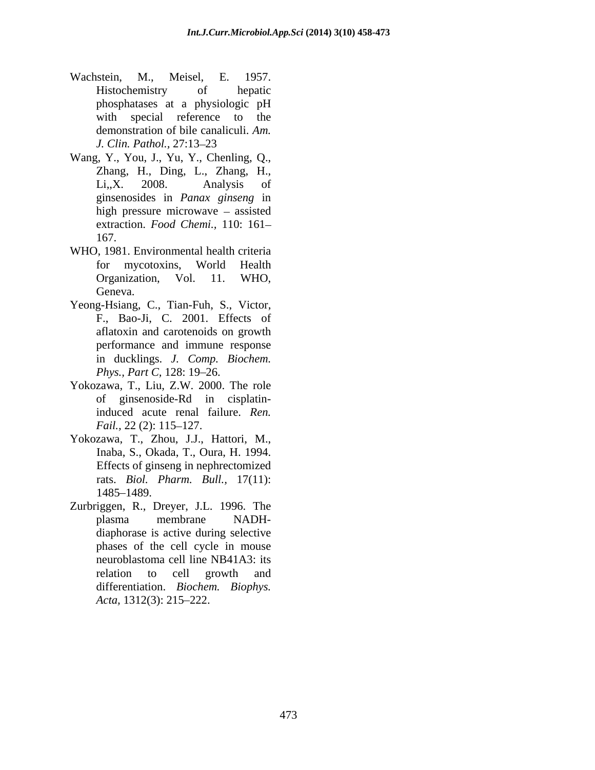Wachstein, M., Meisel, E. 1957. Histochemistry of hepatic phosphatases at a physiologic pH with special reference to the demonstration of bile canaliculi. *Am. J. Clin. Pathol.*, 27:13–23

Wang, Y., You, J., Yu, Y., Chenling, Q., Zhang, H., Ding, L., Zhang, H., Li,,X. 2008. Analysis of ginsenosides in *Panax ginseng* in high pressure microwave – assisted extraction. *Food Chemi.*, 110: 161–167.

WHO, 1981. Environmental health criteria for mycotoxins, World Health Organization, Vol. 11. WHO, Geneva.

Yeong-Hsiang, C., Tian-Fuh, S., Victor, F., Bao-Ji, C. 2001. Effects of aflatoxin and carotenoids on growth performance and immune response in ducklings. *J. Comp. Biochem. Phys., Part C*, 128: 19–26.

Yokozawa, T., Liu, Z.W. 2000. The role of ginsenoside-Rd in cisplatin-induced acute renal failure. *Ren. Fail.*, 22 (2): 115–127.

Yokozawa, T., Zhou, J.J., Hattori, M., Inaba, S., Okada, T., Oura, H. 1994. Effects of ginseng in nephrectomized rats. *Biol. Pharm. Bull.*, 17(11): 1485–1489.

Zurbriggen, R., Dreyer, J.L. 1996. The plasma membrane NADH-diaphorase is active during selective phases of the cell cycle in mouse neuroblastoma cell line NB41A3: its relation to cell growth and differentiation. *Biochem. Biophys. Acta,* 1312(3): 215–222.